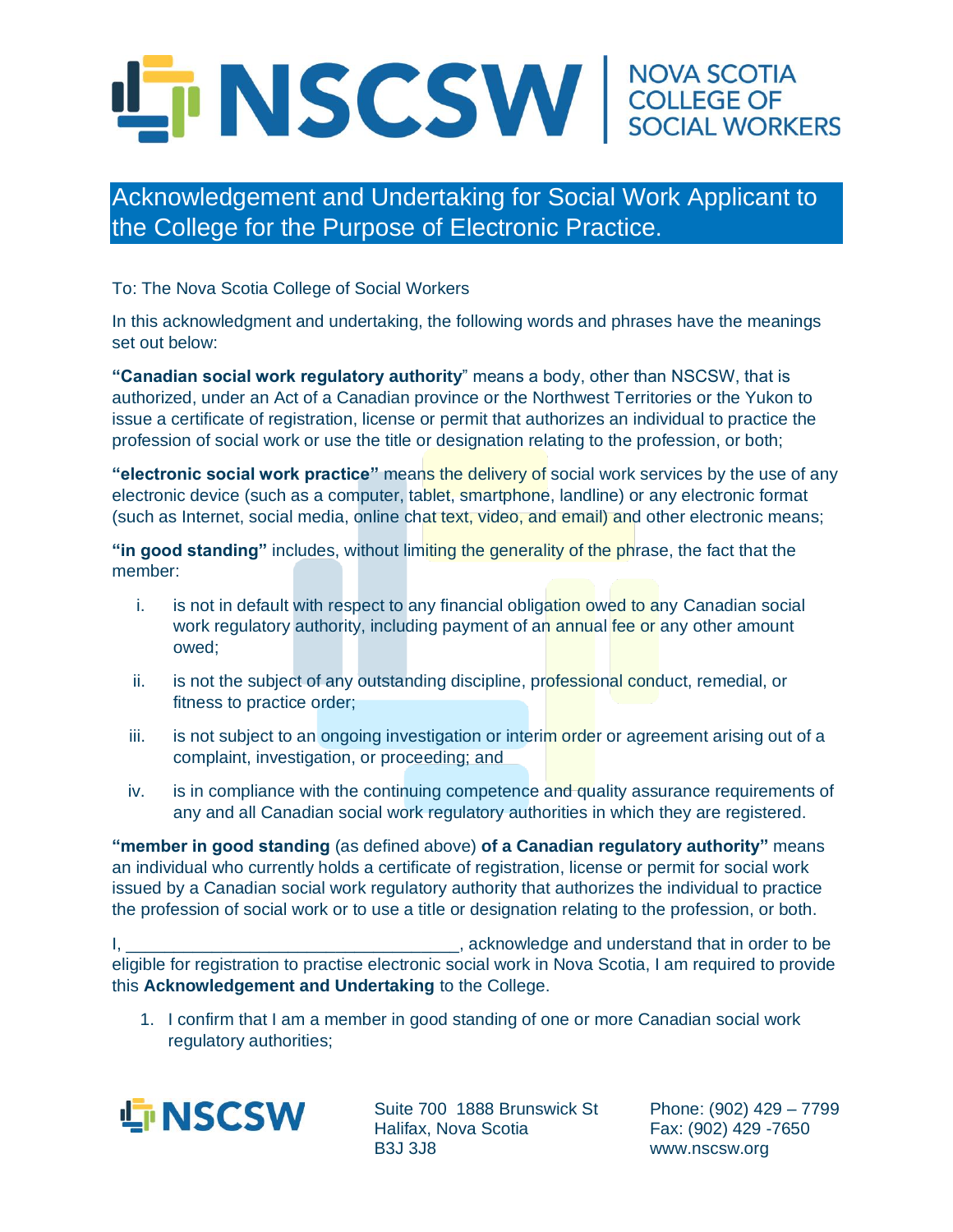# NSCSW | NOVA SCOTIA COLLEGE OF SOCIAL WORKERS

## Acknowledgement and Undertaking for Social Work Applicant to the College for the Purpose of Electronic Practice.

To: The Nova Scotia College of Social Workers

In this acknowledgment and undertaking, the following words and phrases have the meanings set out below:

**"Canadian social work regulatory authority**" means a body, other than NSCSW, that is authorized, under an Act of a Canadian province or the Northwest Territories or the Yukon to issue a certificate of registration, license or permit that authorizes an individual to practice the profession of social work or use the title or designation relating to the profession, or both;

**"electronic social work practice"** means the delivery of social work services by the use of any electronic device (such as a computer, tablet, smartphone, landline) or any electronic format (such as Internet, social media, online chat text, video, and email) and other electronic means;

**"in good standing"** includes, without limiting the generality of the phrase, the fact that the member:

i. is not in default with respect to any financial obligation owed to any Canadian social work regulatory authority, including payment of an annual fee or any other amount owed;

ii. is not the subject of any outstanding discipline, professional conduct, remedial, or fitness to practice order;

iii. is not subject to an ongoing investigation or interim order or agreement arising out of a complaint, investigation, or proceeding; and

iv. is in compliance with the continuing competence and quality assurance requirements of any and all Canadian social work regulatory authorities in which they are registered.

**"member in good standing** (as defined above) **of a Canadian regulatory authority"** means an individual who currently holds a certificate of registration, license or permit for social work issued by a Canadian social work regulatory authority that authorizes the individual to practice the profession of social work or to use a title or designation relating to the profession, or both.

I, ___________________________________, acknowledge and understand that in order to be eligible for registration to practise electronic social work in Nova Scotia, I am required to provide this **Acknowledgement and Undertaking** to the College.

1. I confirm that I am a member in good standing of one or more Canadian social work regulatory authorities;

NSCSW
Suite 700 1888 Brunswick St
Halifax, Nova Scotia
B3J 3J8

Phone: (902) 429 – 7799
Fax: (902) 429 -7650
www.nscsw.org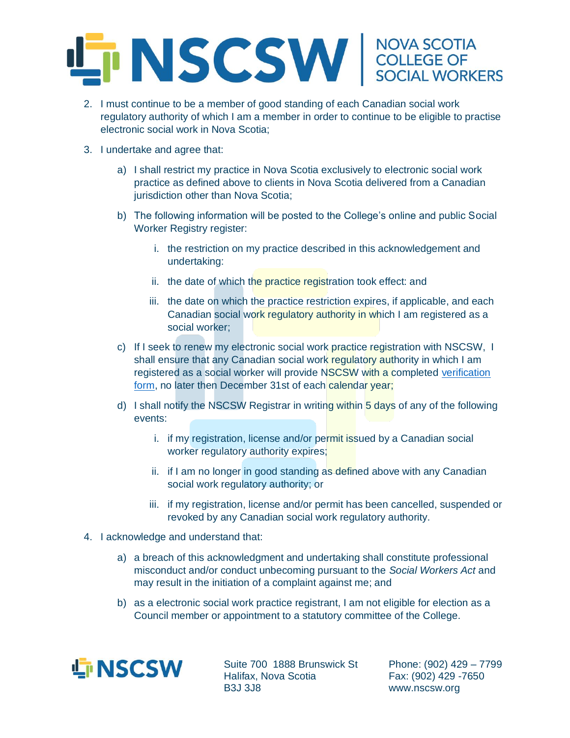2. I must continue to be a member of good standing of each Canadian social work regulatory authority of which I am a member in order to continue to be eligible to practise electronic social work in Nova Scotia;

3. I undertake and agree that:

    a) I shall restrict my practice in Nova Scotia exclusively to electronic social work practice as defined above to clients in Nova Scotia delivered from a Canadian jurisdiction other than Nova Scotia;

    b) The following information will be posted to the College's online and public Social Worker Registry register:

        i. the restriction on my practice described in this acknowledgement and undertaking:

        ii. the date of which the practice registration took effect: and

        iii. the date on which the practice restriction expires, if applicable, and each Canadian social work regulatory authority in which I am registered as a social worker;

    c) If I seek to renew my electronic social work practice registration with NSCSW, I shall ensure that any Canadian social work regulatory authority in which I am registered as a social worker will provide NSCSW with a completed verification form, no later then December 31st of each calendar year;

    d) I shall notify the NSCSW Registrar in writing within 5 days of any of the following events:

        i. if my registration, license and/or permit issued by a Canadian social worker regulatory authority expires;

        ii. if I am no longer in good standing as defined above with any Canadian social work regulatory authority; or

        iii. if my registration, license and/or permit has been cancelled, suspended or revoked by any Canadian social work regulatory authority.

4. I acknowledge and understand that:

    a) a breach of this acknowledgment and undertaking shall constitute professional misconduct and/or conduct unbecoming pursuant to the *Social Workers Act* and may result in the initiation of a complaint against me; and

    b) as a electronic social work practice registrant, I am not eligible for election as a Council member or appointment to a statutory committee of the College.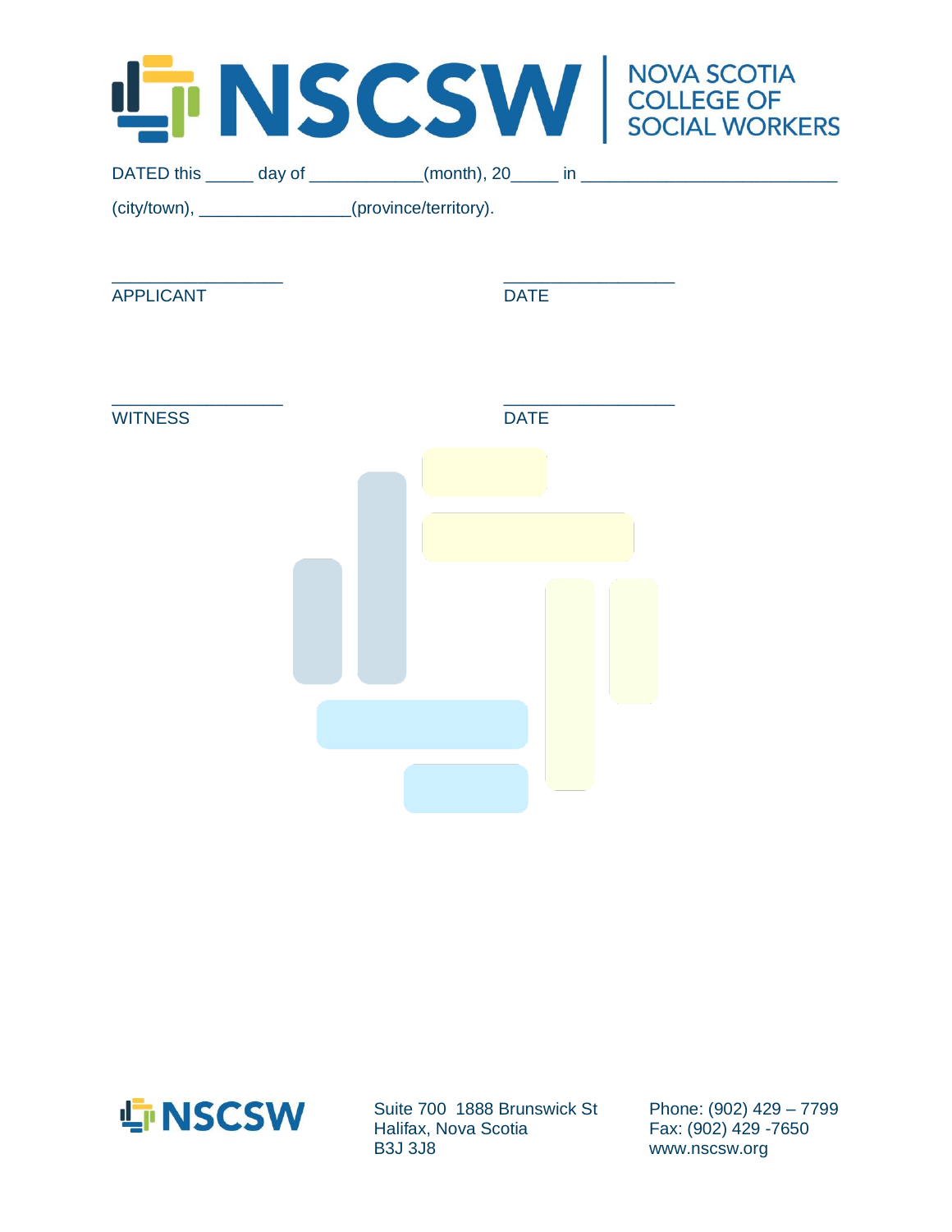DATED this _____ day of ____________(month), 20_____ in __________________________ (city/town), ________________(province/territory).

_________________ APPLICANT

_________________ DATE

_________________ WITNESS

_________________ DATE